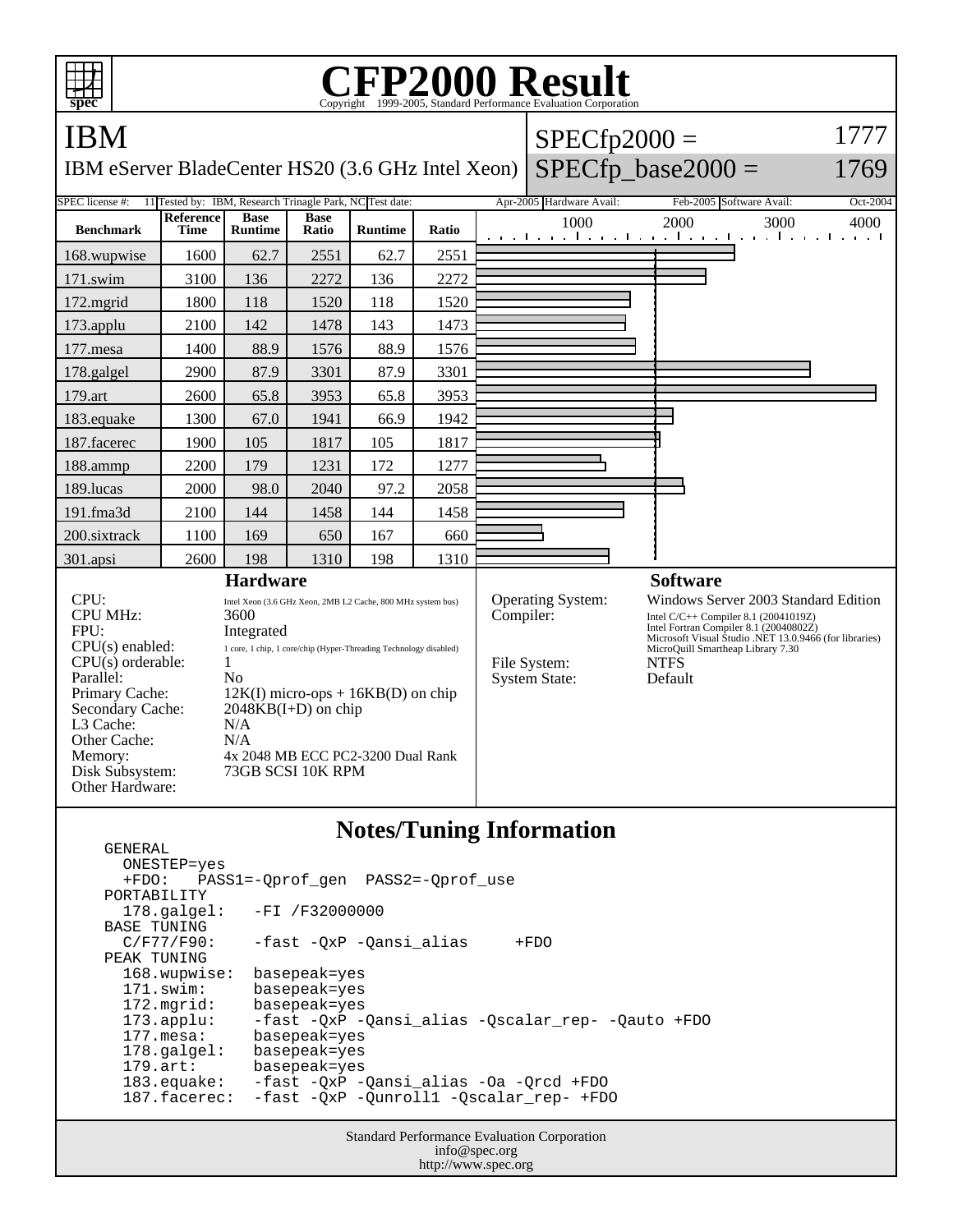# CFP2000 Result

Copyright 1999-2005, Standard Performance Evaluation Corporation

## IBM

IBM eServer BladeCenter HS20 (3.6 GHz Intel Xeon)

SPECfp2000 = 1777

SPECfp_base2000 = 1769

| SPEC license #: | 11 | Tested by: | IBM, Research Trinagle Park, NC | Test date: | Apr-2005 | Hardware Avail: | Feb-2005 | Software Avail: | Oct-2004 |
|---|---|---|---|---|---|---|---|---|---|

| Benchmark | Reference Time | Base Runtime | Base Ratio | Runtime | Ratio |
|---|---|---|---|---|---|
| 168.wupwise | 1600 | 62.7 | 2551 | 62.7 | 2551 |
| 171.swim | 3100 | 136 | 2272 | 136 | 2272 |
| 172.mgrid | 1800 | 118 | 1520 | 118 | 1520 |
| 173.applu | 2100 | 142 | 1478 | 143 | 1473 |
| 177.mesa | 1400 | 88.9 | 1576 | 88.9 | 1576 |
| 178.galgel | 2900 | 87.9 | 3301 | 87.9 | 3301 |
| 179.art | 2600 | 65.8 | 3953 | 65.8 | 3953 |
| 183.equake | 1300 | 67.0 | 1941 | 66.9 | 1942 |
| 187.facerec | 1900 | 105 | 1817 | 105 | 1817 |
| 188.ammp | 2200 | 179 | 1231 | 172 | 1277 |
| 189.lucas | 2000 | 98.0 | 2040 | 97.2 | 2058 |
| 191.fma3d | 2100 | 144 | 1458 | 144 | 1458 |
| 200.sixtrack | 1100 | 169 | 650 | 167 | 660 |
| 301.apsi | 2600 | 198 | 1310 | 198 | 1310 |

### Hardware

| | |
|---|---|
| CPU: | Intel Xeon (3.6 GHz Xeon, 2MB L2 Cache, 800 MHz system bus) |
| CPU MHz: | 3600 |
| FPU: | Integrated |
| CPU(s) enabled: | 1 core, 1 chip, 1 core/chip (Hyper-Threading Technology disabled) |
| CPU(s) orderable: | 1 |
| Parallel: | No |
| Primary Cache: | 12K(I) micro-ops + 16KB(D) on chip |
| Secondary Cache: | 2048KB(I+D) on chip |
| L3 Cache: | N/A |
| Other Cache: | N/A |
| Memory: | 4x 2048 MB ECC PC2-3200 Dual Rank |
| Disk Subsystem: | 73GB SCSI 10K RPM |
| Other Hardware: | |

### Software

| | |
|---|---|
| Operating System: | Windows Server 2003 Standard Edition |
| Compiler: | Intel C/C++ Compiler 8.1 (20041019Z)<br>Intel Fortran Compiler 8.1 (20040802Z)<br>Microsoft Visual Studio .NET 13.0.9466 (for libraries)<br>MicroQuill Smartheap Library 7.30 |
| File System: | NTFS |
| System State: | Default |

## Notes/Tuning Information

```
GENERAL
  ONESTEP=yes
  +FDO:   PASS1=-Qprof_gen  PASS2=-Qprof_use
PORTABILITY
  178.galgel:   -FI /F32000000
BASE TUNING
  C/F77/F90:    -fast -QxP -Qansi_alias     +FDO
PEAK TUNING
  168.wupwise:  basepeak=yes
  171.swim:     basepeak=yes
  172.mgrid:    basepeak=yes
  173.applu:    -fast -QxP -Qansi_alias -Qscalar_rep- -Qauto +FDO
  177.mesa:     basepeak=yes
  178.galgel:   basepeak=yes
  179.art:      basepeak=yes
  183.equake:   -fast -QxP -Qansi_alias -Oa -Qrcd +FDO
  187.facerec:  -fast -QxP -Qunroll1 -Qscalar_rep- +FDO
```

Standard Performance Evaluation Corporation
info@spec.org
http://www.spec.org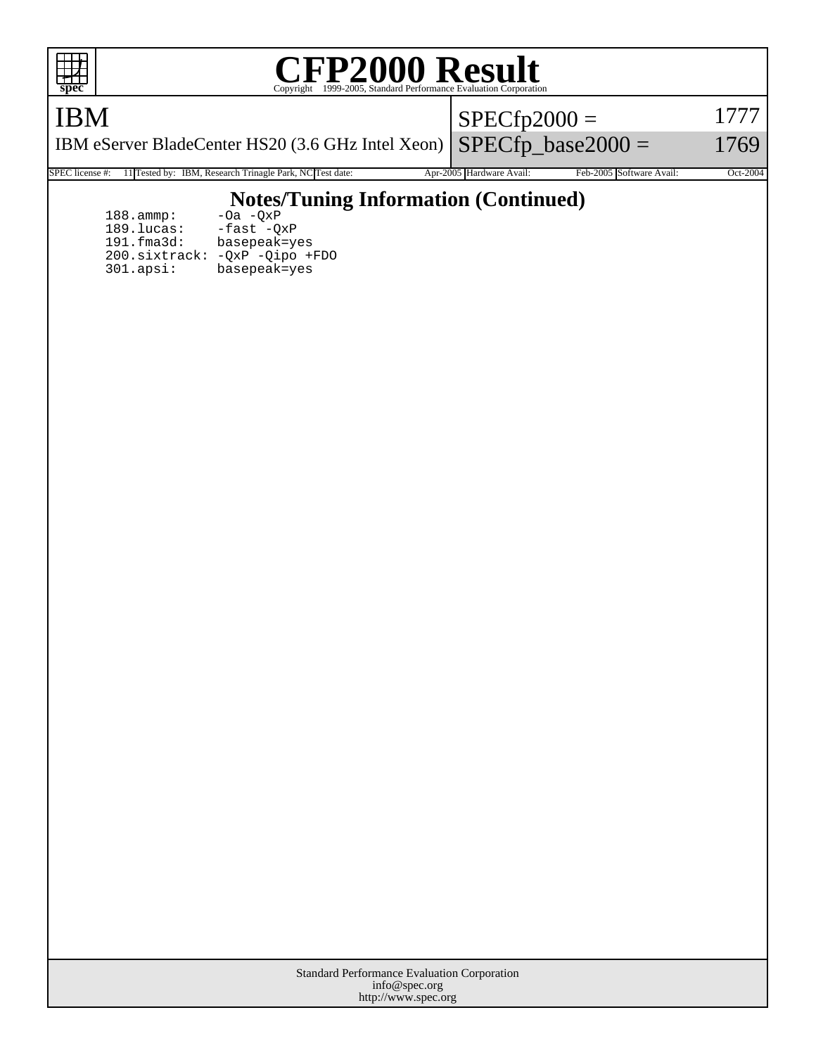# CFP2000 Result

Copyright 1999-2005, Standard Performance Evaluation Corporation

**IBM**

IBM eServer BladeCenter HS20 (3.6 GHz Intel Xeon)

SPECfp2000 = 1777

SPECfp_base2000 = 1769

| SPEC license #: | 11 | Tested by: | IBM, Research Trinagle Park, NC | Test date: | Apr-2005 | Hardware Avail: | Feb-2005 | Software Avail: | Oct-2004 |
|---|---|---|---|---|---|---|---|---|---|

## Notes/Tuning Information (Continued)

```
188.ammp:      -Oa -QxP
189.lucas:     -fast -QxP
191.fma3d:     basepeak=yes
200.sixtrack: -QxP -Qipo +FDO
301.apsi:      basepeak=yes
```

Standard Performance Evaluation Corporation
info@spec.org
http://www.spec.org